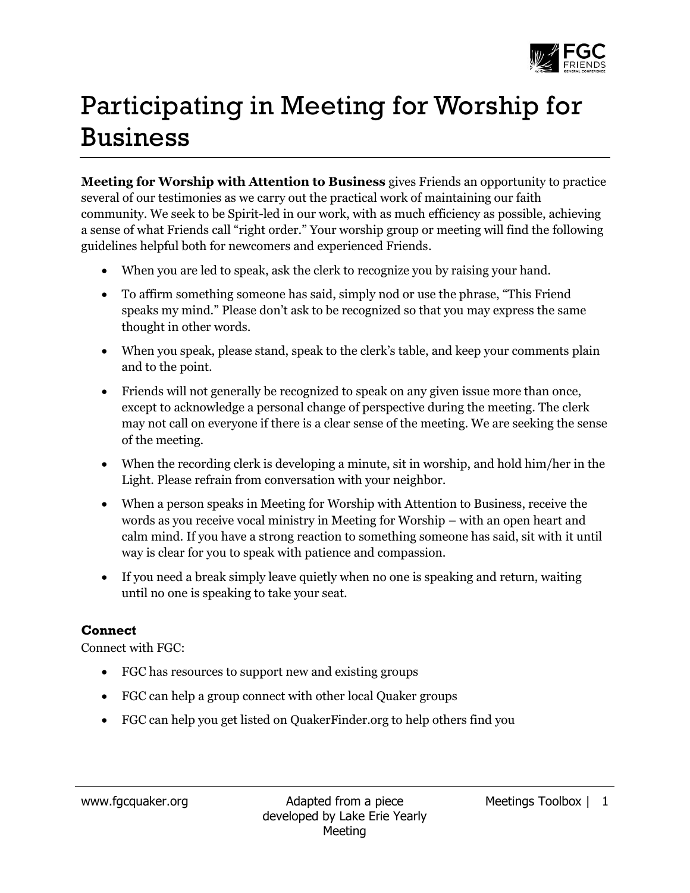# Participating in Meeting for Worship for Business

**Meeting for Worship with Attention to Business** gives Friends an opportunity to practice several of our testimonies as we carry out the practical work of maintaining our faith community. We seek to be Spirit-led in our work, with as much efficiency as possible, achieving a sense of what Friends call "right order." Your worship group or meeting will find the following guidelines helpful both for newcomers and experienced Friends.

- When you are led to speak, ask the clerk to recognize you by raising your hand.
- To affirm something someone has said, simply nod or use the phrase, "This Friend speaks my mind." Please don't ask to be recognized so that you may express the same thought in other words.
- When you speak, please stand, speak to the clerk's table, and keep your comments plain and to the point.
- Friends will not generally be recognized to speak on any given issue more than once, except to acknowledge a personal change of perspective during the meeting. The clerk may not call on everyone if there is a clear sense of the meeting. We are seeking the sense of the meeting.
- When the recording clerk is developing a minute, sit in worship, and hold him/her in the Light. Please refrain from conversation with your neighbor.
- When a person speaks in Meeting for Worship with Attention to Business, receive the words as you receive vocal ministry in Meeting for Worship – with an open heart and calm mind. If you have a strong reaction to something someone has said, sit with it until way is clear for you to speak with patience and compassion.
- If you need a break simply leave quietly when no one is speaking and return, waiting until no one is speaking to take your seat.

### Connect

Connect with FGC:

- FGC has resources to support new and existing groups
- FGC can help a group connect with other local Quaker groups
- FGC can help you get listed on QuakerFinder.org to help others find you

Adapted from a piece developed by Lake Erie Yearly Meeting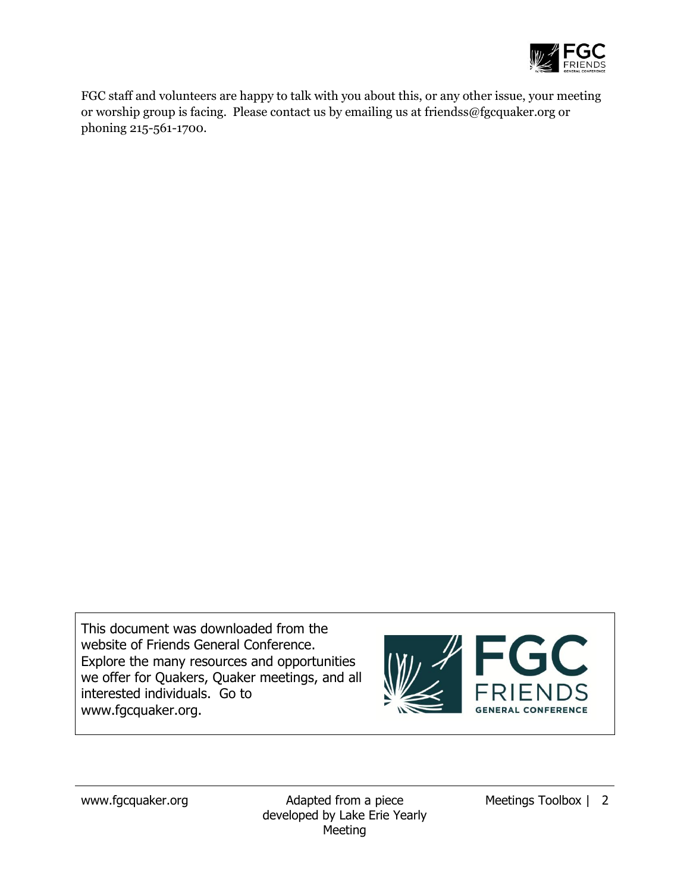FGC staff and volunteers are happy to talk with you about this, or any other issue, your meeting or worship group is facing. Please contact us by emailing us at friendss@fgcquaker.org or phoning 215-561-1700.

This document was downloaded from the website of Friends General Conference. Explore the many resources and opportunities we offer for Quakers, Quaker meetings, and all interested individuals. Go to www.fgcquaker.org.

Adapted from a piece developed by Lake Erie Yearly Meeting